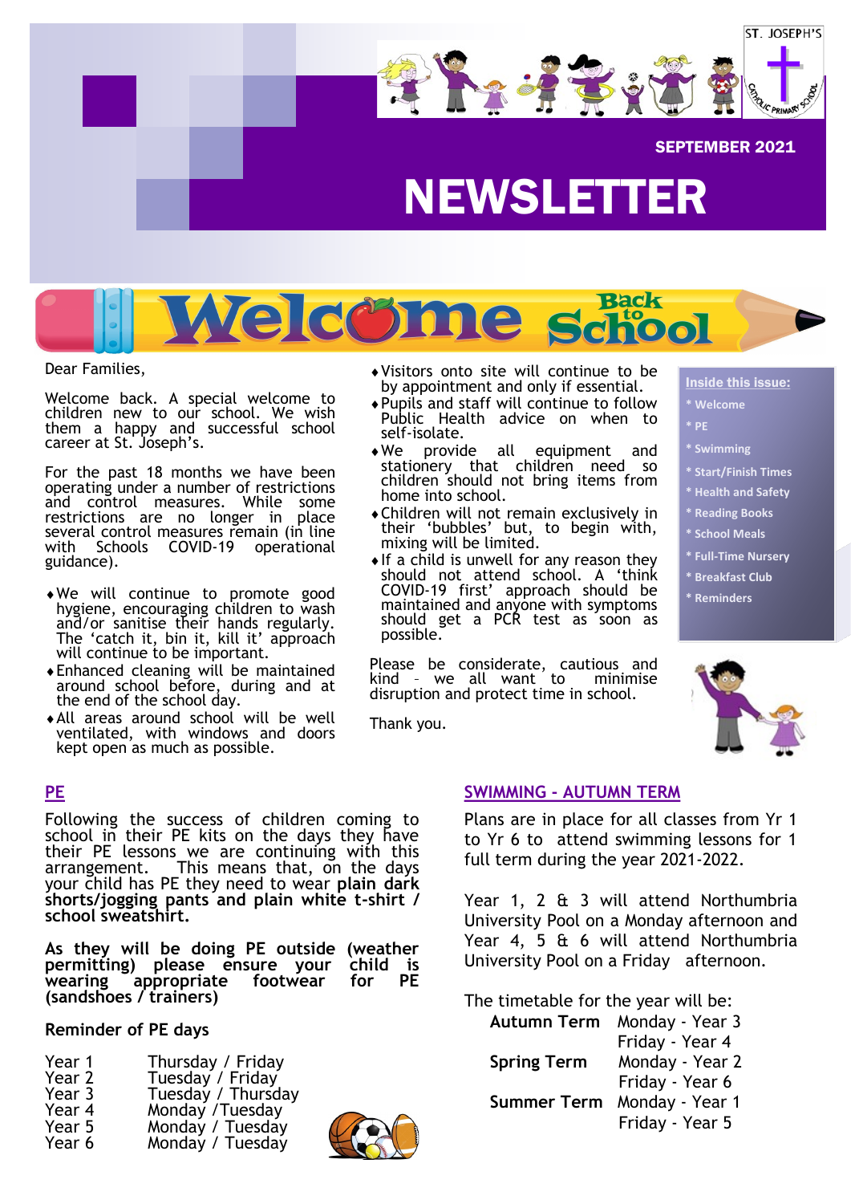ST. JOSEPH'S

SEPTEMBER 2021

# NEWSLETTER

## Welcome Back to School

**Inside this issue:**

- * Welcome
- * PE
- * Swimming
- * Start/Finish Times
- * Health and Safety
- * Reading Books
- * School Meals
- * Full-Time Nursery
- * Breakfast Club
- * Reminders

Dear Families,

Welcome back. A special welcome to children new to our school. We wish them a happy and successful school career at St. Joseph's.

For the past 18 months we have been operating under a number of restrictions and control measures. While some restrictions are no longer in place several control measures remain (in line with Schools COVID-19 operational guidance).

- We will continue to promote good hygiene, encouraging children to wash and/or sanitise their hands regularly. The 'catch it, bin it, kill it' approach will continue to be important.
- Enhanced cleaning will be maintained around school before, during and at the end of the school day.
- All areas around school will be well ventilated, with windows and doors kept open as much as possible.
- Visitors onto site will continue to be by appointment and only if essential.
- Pupils and staff will continue to follow Public Health advice on when to self-isolate.
- We provide all equipment and stationery that children need so children should not bring items from home into school.
- Children will not remain exclusively in their 'bubbles' but, to begin with, mixing will be limited.
- If a child is unwell for any reason they should not attend school. A 'think COVID-19 first' approach should be maintained and anyone with symptoms should get a PCR test as soon as possible.

Please be considerate, cautious and kind – we all want to minimise disruption and protect time in school.

Thank you.

## PE

Following the success of children coming to school in their PE kits on the days they have their PE lessons we are continuing with this arrangement. This means that, on the days your child has PE they need to wear **plain dark shorts/jogging pants and plain white t-shirt / school sweatshirt.**

**As they will be doing PE outside (weather permitting) please ensure your child is wearing appropriate footwear for PE (sandshoes / trainers)**

**Reminder of PE days**

| | |
|---|---|
| Year 1 | Thursday / Friday |
| Year 2 | Tuesday / Friday |
| Year 3 | Tuesday / Thursday |
| Year 4 | Monday /Tuesday |
| Year 5 | Monday / Tuesday |
| Year 6 | Monday / Tuesday |

## SWIMMING - AUTUMN TERM

Plans are in place for all classes from Yr 1 to Yr 6 to attend swimming lessons for 1 full term during the year 2021-2022.

Year 1, 2 & 3 will attend Northumbria University Pool on a Monday afternoon and Year 4, 5 & 6 will attend Northumbria University Pool on a Friday afternoon.

The timetable for the year will be:

| | |
|---|---|
| **Autumn Term** | Monday - Year 3 |
| | Friday - Year 4 |
| **Spring Term** | Monday - Year 2 |
| | Friday - Year 6 |
| **Summer Term** | Monday - Year 1 |
| | Friday - Year 5 |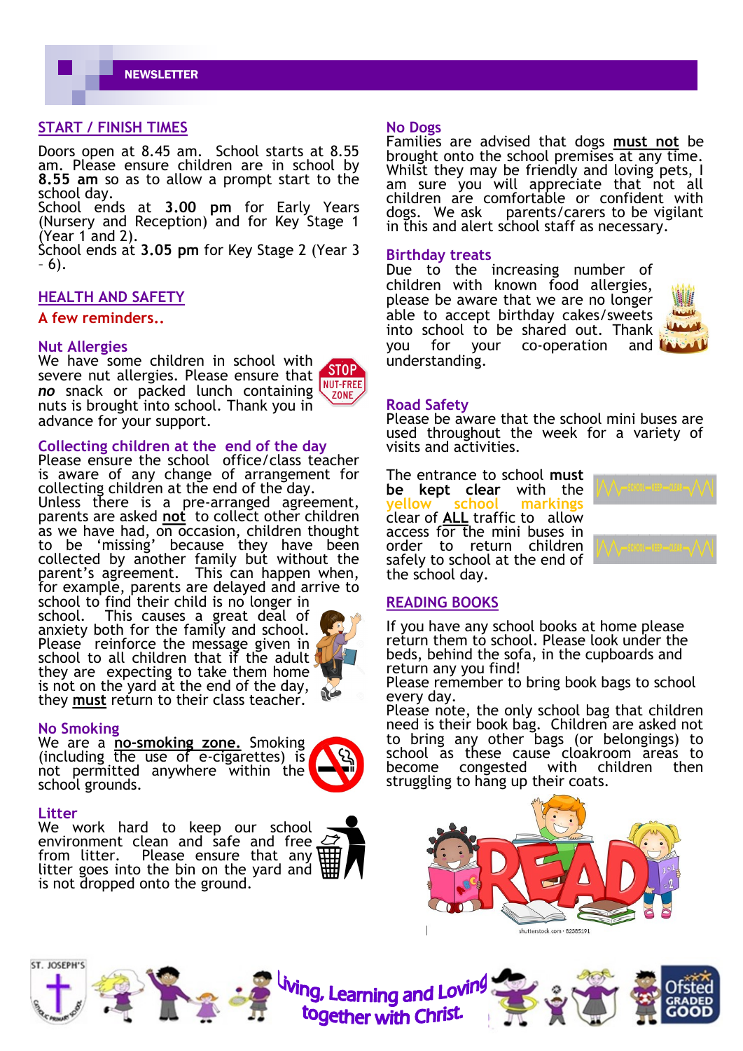NEWSLETTER

## START / FINISH TIMES

Doors open at 8.45 am. School starts at 8.55 am. Please ensure children are in school by **8.55 am** so as to allow a prompt start to the school day.
School ends at **3.00 pm** for Early Years (Nursery and Reception) and for Key Stage 1 (Year 1 and 2).
School ends at **3.05 pm** for Key Stage 2 (Year 3 – 6).

## HEALTH AND SAFETY

**A few reminders..**

### Nut Allergies

We have some children in school with severe nut allergies. Please ensure that ***no*** snack or packed lunch containing nuts is brought into school. Thank you in advance for your support.

### Collecting children at the end of the day

Please ensure the school office/class teacher is aware of any change of arrangement for collecting children at the end of the day.
Unless there is a pre-arranged agreement, parents are asked **not** to collect other children as we have had, on occasion, children thought to be 'missing' because they have been collected by another family but without the parent's agreement. This can happen when, for example, parents are delayed and arrive to school to find their child is no longer in school. This causes a great deal of anxiety both for the family and school. Please reinforce the message given in school to all children that if the adult they are expecting to take them home is not on the yard at the end of the day, they **must** return to their class teacher.

### No Smoking

We are a **no-smoking zone.** Smoking (including the use of e-cigarettes) is not permitted anywhere within the school grounds.

### Litter

We work hard to keep our school environment clean and safe and free from litter. Please ensure that any litter goes into the bin on the yard and is not dropped onto the ground.

### No Dogs

Families are advised that dogs **must not** be brought onto the school premises at any time. Whilst they may be friendly and loving pets, I am sure you will appreciate that not all children are comfortable or confident with dogs. We ask parents/carers to be vigilant in this and alert school staff as necessary.

### Birthday treats

Due to the increasing number of children with known food allergies, please be aware that we are no longer able to accept birthday cakes/sweets into school to be shared out. Thank you for your co-operation and understanding.

### Road Safety

Please be aware that the school mini buses are used throughout the week for a variety of visits and activities.

The entrance to school **must be kept clear** with the yellow school markings clear of **ALL** traffic to allow access for the mini buses in order to return children safely to school at the end of the school day.

## READING BOOKS

If you have any school books at home please return them to school. Please look under the beds, behind the sofa, in the cupboards and return any you find!
Please remember to bring book bags to school every day.
Please note, the only school bag that children need is their book bag. Children are asked not to bring any other bags (or belongings) to school as these cause cloakroom areas to become congested with children then struggling to hang up their coats.

Living, Learning and Loving together with Christ.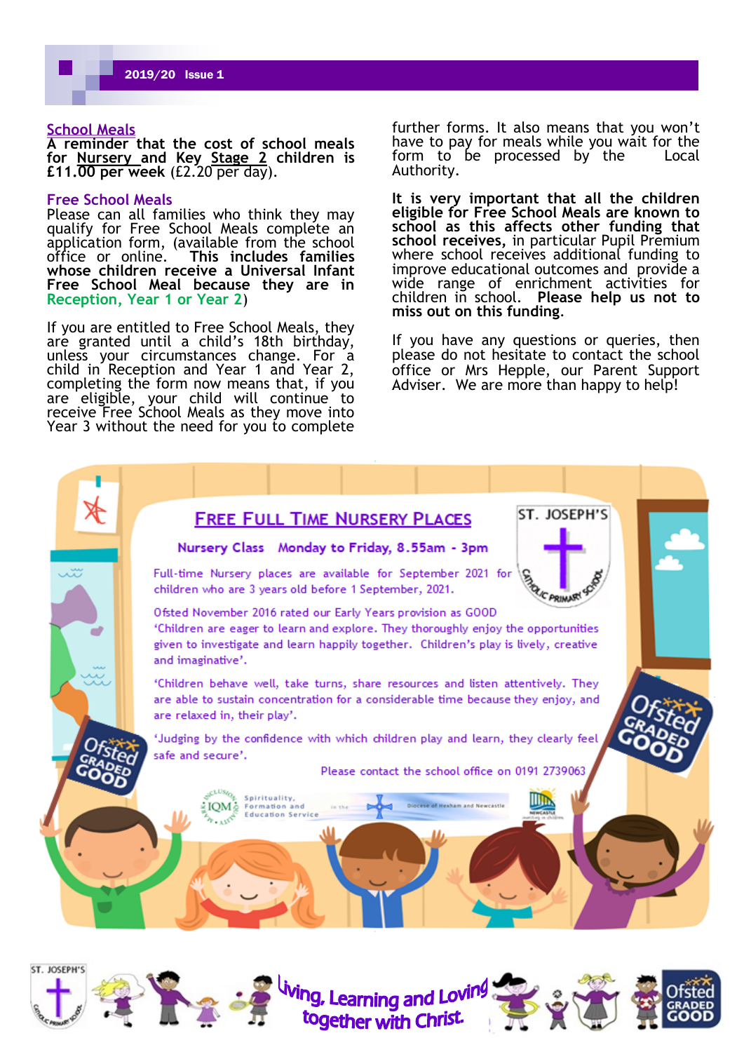## School Meals

**A reminder that the cost of school meals for Nursery and Key Stage 2 children is £11.00 per week** (£2.20 per day).

## Free School Meals

Please can all families who think they may qualify for Free School Meals complete an application form, (available from the school office or online. **This includes families whose children receive a Universal Infant Free School Meal because they are in Reception, Year 1 or Year 2**)

If you are entitled to Free School Meals, they are granted until a child's 18th birthday, unless your circumstances change. For a child in Reception and Year 1 and Year 2, completing the form now means that, if you are eligible, your child will continue to receive Free School Meals as they move into Year 3 without the need for you to complete further forms. It also means that you won't have to pay for meals while you wait for the form to be processed by the Local Authority.

**It is very important that all the children eligible for Free School Meals are known to school as this affects other funding that school receives,** in particular Pupil Premium where school receives additional funding to improve educational outcomes and provide a wide range of enrichment activities for children in school. **Please help us not to miss out on this funding.**

If you have any questions or queries, then please do not hesitate to contact the school office or Mrs Hepple, our Parent Support Adviser. We are more than happy to help!

## FREE FULL TIME NURSERY PLACES

**Nursery Class Monday to Friday, 8.55am - 3pm**

Full-time Nursery places are available for September 2021 for children who are 3 years old before 1 September, 2021.

Ofsted November 2016 rated our Early Years provision as GOOD

'Children are eager to learn and explore. They thoroughly enjoy the opportunities given to investigate and learn happily together. Children's play is lively, creative and imaginative'.

'Children behave well, take turns, share resources and listen attentively. They are able to sustain concentration for a considerable time because they enjoy, and are relaxed in, their play'.

'Judging by the confidence with which children play and learn, they clearly feel safe and secure'.

Please contact the school office on 0191 2739063

Living, Learning and Loving together with Christ.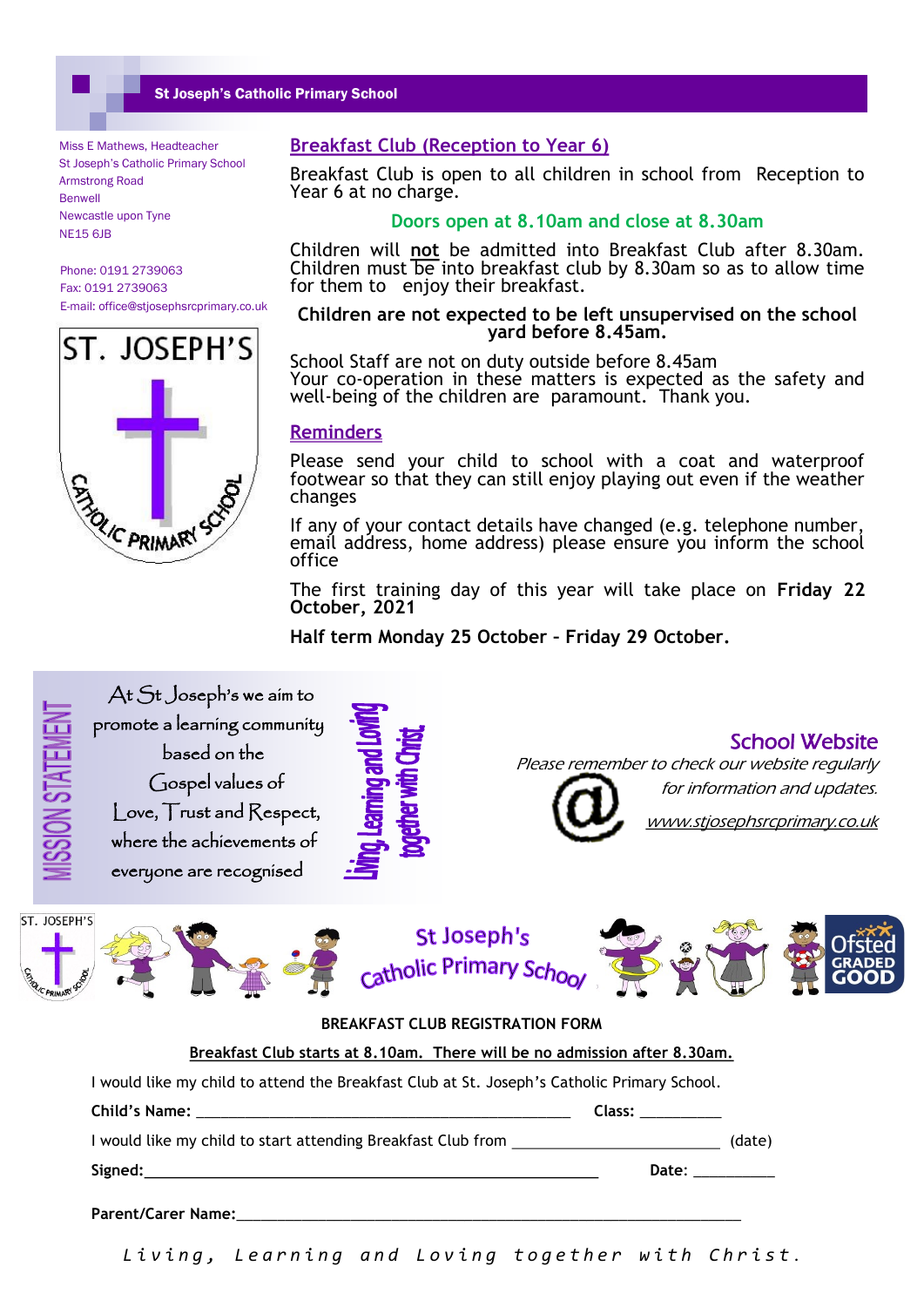St Joseph's Catholic Primary School

Miss E Mathews, Headteacher
St Joseph's Catholic Primary School
Armstrong Road
Benwell
Newcastle upon Tyne
NE15 6JB

Phone: 0191 2739063
Fax: 0191 2739063
E-mail: office@stjosephsrcprimary.co.uk

## Breakfast Club (Reception to Year 6)

Breakfast Club is open to all children in school from Reception to Year 6 at no charge.

**Doors open at 8.10am and close at 8.30am**

Children will **not** be admitted into Breakfast Club after 8.30am. Children must be into breakfast club by 8.30am so as to allow time for them to enjoy their breakfast.

**Children are not expected to be left unsupervised on the school yard before 8.45am.**

School Staff are not on duty outside before 8.45am
Your co-operation in these matters is expected as the safety and well-being of the children are paramount. Thank you.

## Reminders

Please send your child to school with a coat and waterproof footwear so that they can still enjoy playing out even if the weather changes

If any of your contact details have changed (e.g. telephone number, email address, home address) please ensure you inform the school office

The first training day of this year will take place on **Friday 22 October, 2021**

**Half term Monday 25 October – Friday 29 October.**

MISSION STATEMENT

At St Joseph's we aim to promote a learning community based on the Gospel values of Love, Trust and Respect, where the achievements of everyone are recognised

Living, Learning and Loving together with Christ.

## School Website

*Please remember to check our website regularly for information and updates.*

www.stjosephsrcprimary.co.uk

St Joseph's Catholic Primary School

Ofsted GRADED GOOD

**BREAKFAST CLUB REGISTRATION FORM**

**Breakfast Club starts at 8.10am. There will be no admission after 8.30am.**

I would like my child to attend the Breakfast Club at St. Joseph's Catholic Primary School.

**Child's Name:** ______________________________ **Class:** __________

I would like my child to start attending Breakfast Club from ______________________ (date)

**Signed:** ______________________________ **Date:** __________

**Parent/Carer Name:** ______________________________

*Living, Learning and Loving together with Christ.*